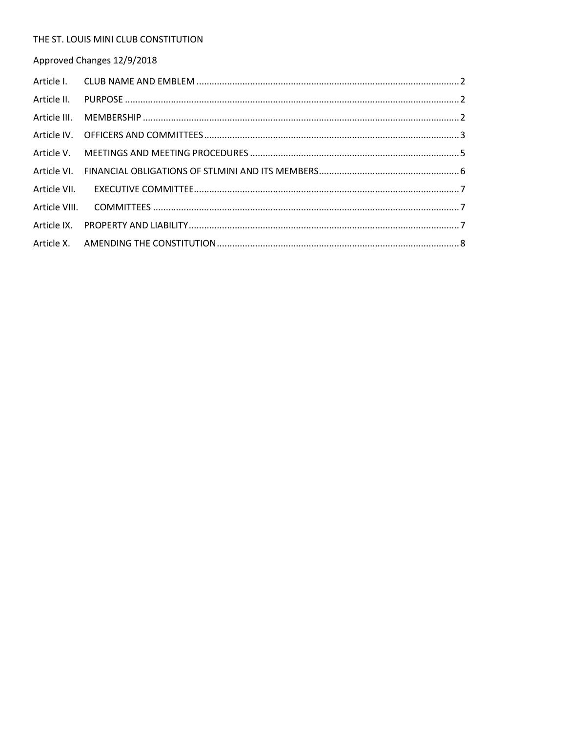# THE ST. LOUIS MINI CLUB CONSTITUTION

Approved Changes 12/9/2018

| | | |
|---|---|---|
| Article I. | CLUB NAME AND EMBLEM | 2 |
| Article II. | PURPOSE | 2 |
| Article III. | MEMBERSHIP | 2 |
| Article IV. | OFFICERS AND COMMITTEES | 3 |
| Article V. | MEETINGS AND MEETING PROCEDURES | 5 |
| Article VI. | FINANCIAL OBLIGATIONS OF STLMINI AND ITS MEMBERS | 6 |
| Article VII. | EXECUTIVE COMMITTEE | 7 |
| Article VIII. | COMMITTEES | 7 |
| Article IX. | PROPERTY AND LIABILITY | 7 |
| Article X. | AMENDING THE CONSTITUTION | 8 |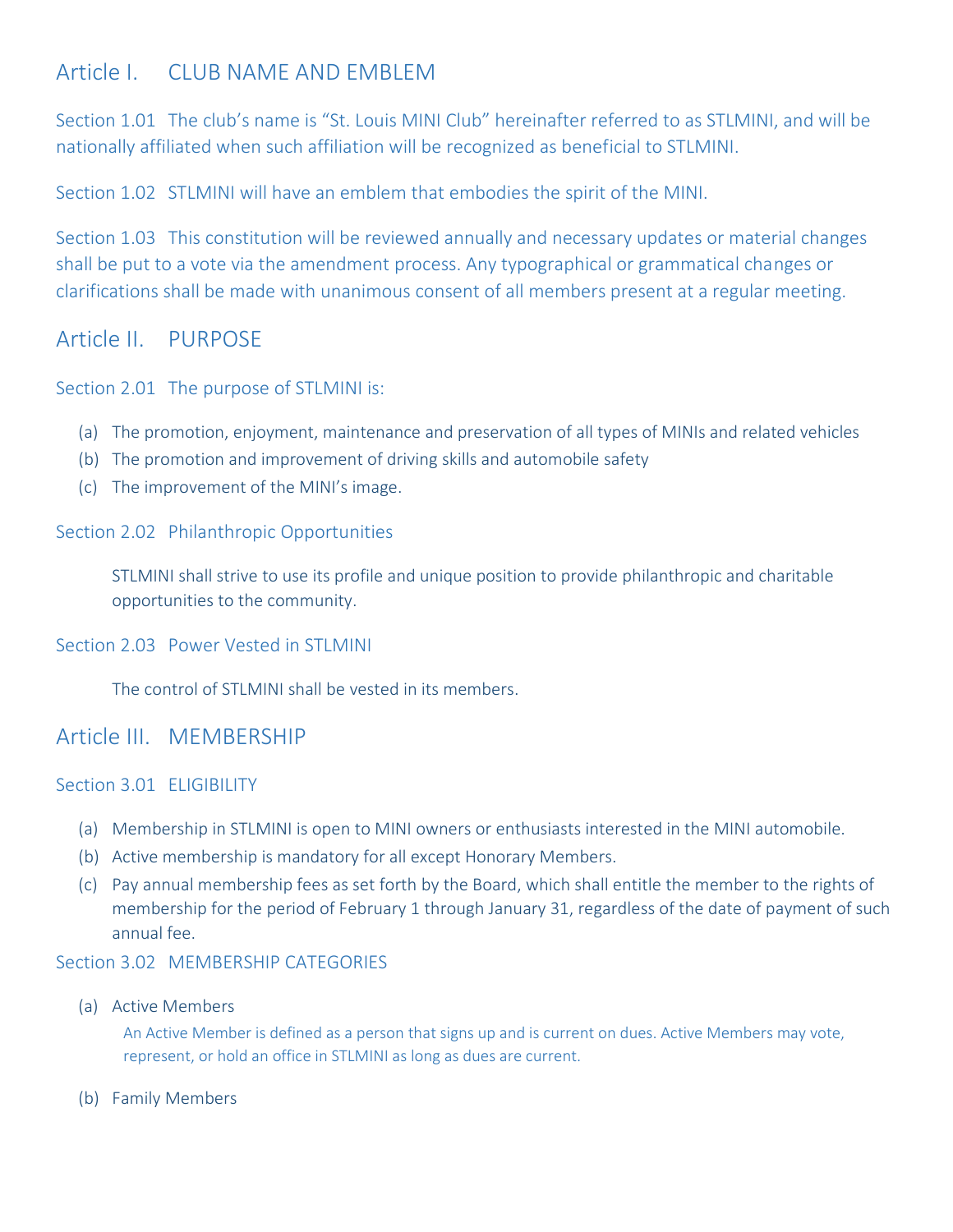## Article I. CLUB NAME AND EMBLEM

### Section 1.01

The club's name is "St. Louis MINI Club" hereinafter referred to as STLMINI, and will be nationally affiliated when such affiliation will be recognized as beneficial to STLMINI.

### Section 1.02

STLMINI will have an emblem that embodies the spirit of the MINI.

### Section 1.03

This constitution will be reviewed annually and necessary updates or material changes shall be put to a vote via the amendment process. Any typographical or grammatical changes or clarifications shall be made with unanimous consent of all members present at a regular meeting.

## Article II. PURPOSE

### Section 2.01 The purpose of STLMINI is:

(a) The promotion, enjoyment, maintenance and preservation of all types of MINIs and related vehicles
(b) The promotion and improvement of driving skills and automobile safety
(c) The improvement of the MINI's image.

### Section 2.02 Philanthropic Opportunities

STLMINI shall strive to use its profile and unique position to provide philanthropic and charitable opportunities to the community.

### Section 2.03 Power Vested in STLMINI

The control of STLMINI shall be vested in its members.

## Article III. MEMBERSHIP

### Section 3.01 ELIGIBILITY

(a) Membership in STLMINI is open to MINI owners or enthusiasts interested in the MINI automobile.
(b) Active membership is mandatory for all except Honorary Members.
(c) Pay annual membership fees as set forth by the Board, which shall entitle the member to the rights of membership for the period of February 1 through January 31, regardless of the date of payment of such annual fee.

### Section 3.02 MEMBERSHIP CATEGORIES

(a) Active Members

An Active Member is defined as a person that signs up and is current on dues. Active Members may vote, represent, or hold an office in STLMINI as long as dues are current.

(b) Family Members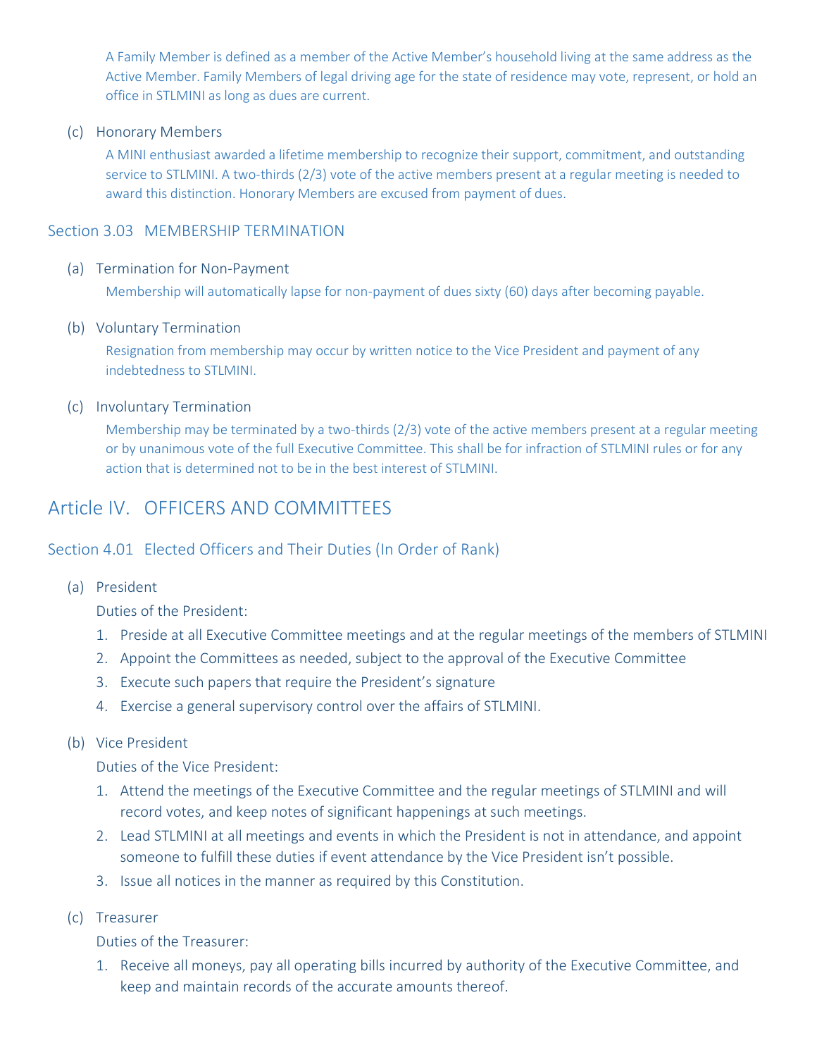A Family Member is defined as a member of the Active Member's household living at the same address as the Active Member. Family Members of legal driving age for the state of residence may vote, represent, or hold an office in STLMINI as long as dues are current.

(c) Honorary Members

A MINI enthusiast awarded a lifetime membership to recognize their support, commitment, and outstanding service to STLMINI. A two-thirds (2/3) vote of the active members present at a regular meeting is needed to award this distinction. Honorary Members are excused from payment of dues.

### Section 3.03 MEMBERSHIP TERMINATION

(a) Termination for Non-Payment

Membership will automatically lapse for non-payment of dues sixty (60) days after becoming payable.

(b) Voluntary Termination

Resignation from membership may occur by written notice to the Vice President and payment of any indebtedness to STLMINI.

(c) Involuntary Termination

Membership may be terminated by a two-thirds (2/3) vote of the active members present at a regular meeting or by unanimous vote of the full Executive Committee. This shall be for infraction of STLMINI rules or for any action that is determined not to be in the best interest of STLMINI.

## Article IV. OFFICERS AND COMMITTEES

### Section 4.01 Elected Officers and Their Duties (In Order of Rank)

(a) President

Duties of the President:

1. Preside at all Executive Committee meetings and at the regular meetings of the members of STLMINI
2. Appoint the Committees as needed, subject to the approval of the Executive Committee
3. Execute such papers that require the President's signature
4. Exercise a general supervisory control over the affairs of STLMINI.

(b) Vice President

Duties of the Vice President:

1. Attend the meetings of the Executive Committee and the regular meetings of STLMINI and will record votes, and keep notes of significant happenings at such meetings.
2. Lead STLMINI at all meetings and events in which the President is not in attendance, and appoint someone to fulfill these duties if event attendance by the Vice President isn't possible.
3. Issue all notices in the manner as required by this Constitution.

(c) Treasurer

Duties of the Treasurer:

1. Receive all moneys, pay all operating bills incurred by authority of the Executive Committee, and keep and maintain records of the accurate amounts thereof.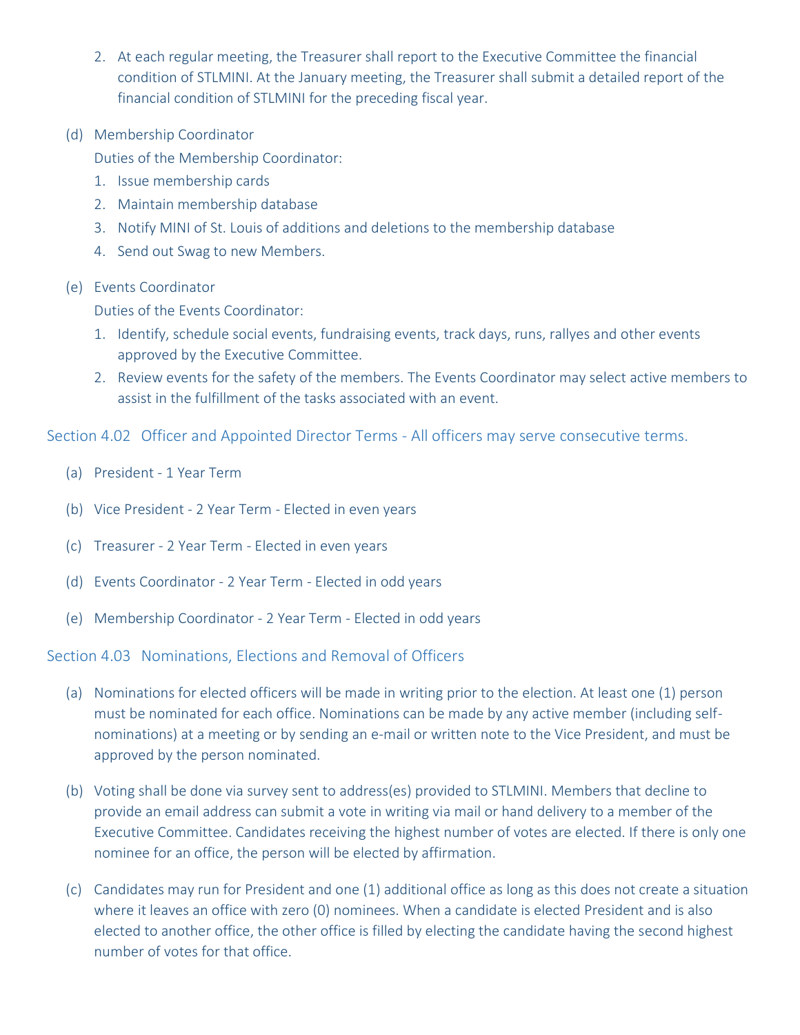2. At each regular meeting, the Treasurer shall report to the Executive Committee the financial condition of STLMINI. At the January meeting, the Treasurer shall submit a detailed report of the financial condition of STLMINI for the preceding fiscal year.

(d) Membership Coordinator

Duties of the Membership Coordinator:

1. Issue membership cards
2. Maintain membership database
3. Notify MINI of St. Louis of additions and deletions to the membership database
4. Send out Swag to new Members.

(e) Events Coordinator

Duties of the Events Coordinator:

1. Identify, schedule social events, fundraising events, track days, runs, rallyes and other events approved by the Executive Committee.
2. Review events for the safety of the members. The Events Coordinator may select active members to assist in the fulfillment of the tasks associated with an event.

### Section 4.02 Officer and Appointed Director Terms - All officers may serve consecutive terms.

(a) President - 1 Year Term

(b) Vice President - 2 Year Term - Elected in even years

(c) Treasurer - 2 Year Term - Elected in even years

(d) Events Coordinator - 2 Year Term - Elected in odd years

(e) Membership Coordinator - 2 Year Term - Elected in odd years

### Section 4.03 Nominations, Elections and Removal of Officers

(a) Nominations for elected officers will be made in writing prior to the election. At least one (1) person must be nominated for each office. Nominations can be made by any active member (including self-nominations) at a meeting or by sending an e-mail or written note to the Vice President, and must be approved by the person nominated.

(b) Voting shall be done via survey sent to address(es) provided to STLMINI. Members that decline to provide an email address can submit a vote in writing via mail or hand delivery to a member of the Executive Committee. Candidates receiving the highest number of votes are elected. If there is only one nominee for an office, the person will be elected by affirmation.

(c) Candidates may run for President and one (1) additional office as long as this does not create a situation where it leaves an office with zero (0) nominees. When a candidate is elected President and is also elected to another office, the other office is filled by electing the candidate having the second highest number of votes for that office.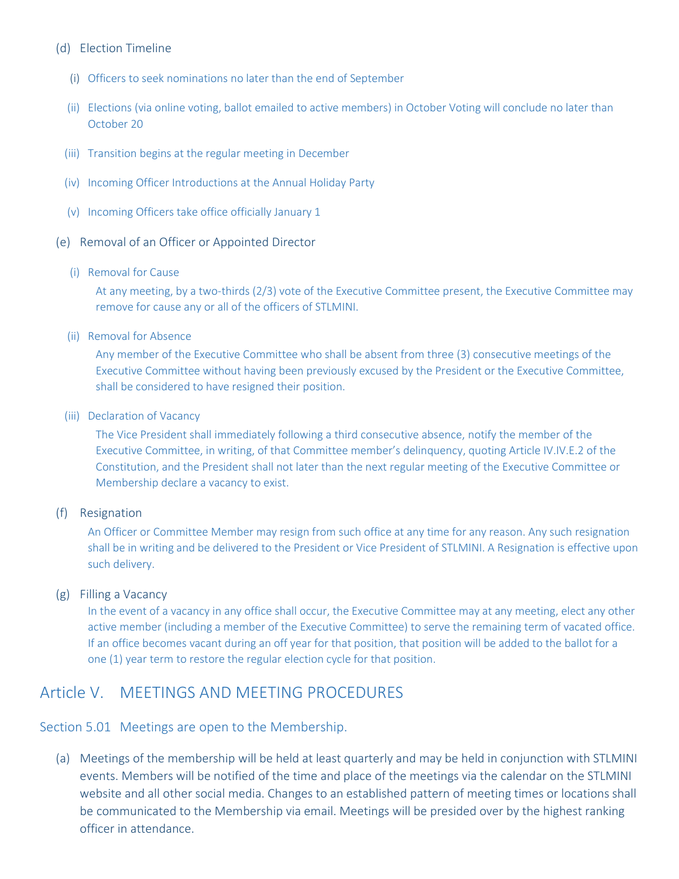(d) Election Timeline

(i) Officers to seek nominations no later than the end of September

(ii) Elections (via online voting, ballot emailed to active members) in October Voting will conclude no later than October 20

(iii) Transition begins at the regular meeting in December

(iv) Incoming Officer Introductions at the Annual Holiday Party

(v) Incoming Officers take office officially January 1

(e) Removal of an Officer or Appointed Director

(i) Removal for Cause

At any meeting, by a two-thirds (2/3) vote of the Executive Committee present, the Executive Committee may remove for cause any or all of the officers of STLMINI.

(ii) Removal for Absence

Any member of the Executive Committee who shall be absent from three (3) consecutive meetings of the Executive Committee without having been previously excused by the President or the Executive Committee, shall be considered to have resigned their position.

(iii) Declaration of Vacancy

The Vice President shall immediately following a third consecutive absence, notify the member of the Executive Committee, in writing, of that Committee member's delinquency, quoting Article IV.IV.E.2 of the Constitution, and the President shall not later than the next regular meeting of the Executive Committee or Membership declare a vacancy to exist.

(f) Resignation

An Officer or Committee Member may resign from such office at any time for any reason. Any such resignation shall be in writing and be delivered to the President or Vice President of STLMINI. A Resignation is effective upon such delivery.

(g) Filling a Vacancy

In the event of a vacancy in any office shall occur, the Executive Committee may at any meeting, elect any other active member (including a member of the Executive Committee) to serve the remaining term of vacated office. If an office becomes vacant during an off year for that position, that position will be added to the ballot for a one (1) year term to restore the regular election cycle for that position.

## Article V. MEETINGS AND MEETING PROCEDURES

### Section 5.01 Meetings are open to the Membership.

(a) Meetings of the membership will be held at least quarterly and may be held in conjunction with STLMINI events. Members will be notified of the time and place of the meetings via the calendar on the STLMINI website and all other social media. Changes to an established pattern of meeting times or locations shall be communicated to the Membership via email. Meetings will be presided over by the highest ranking officer in attendance.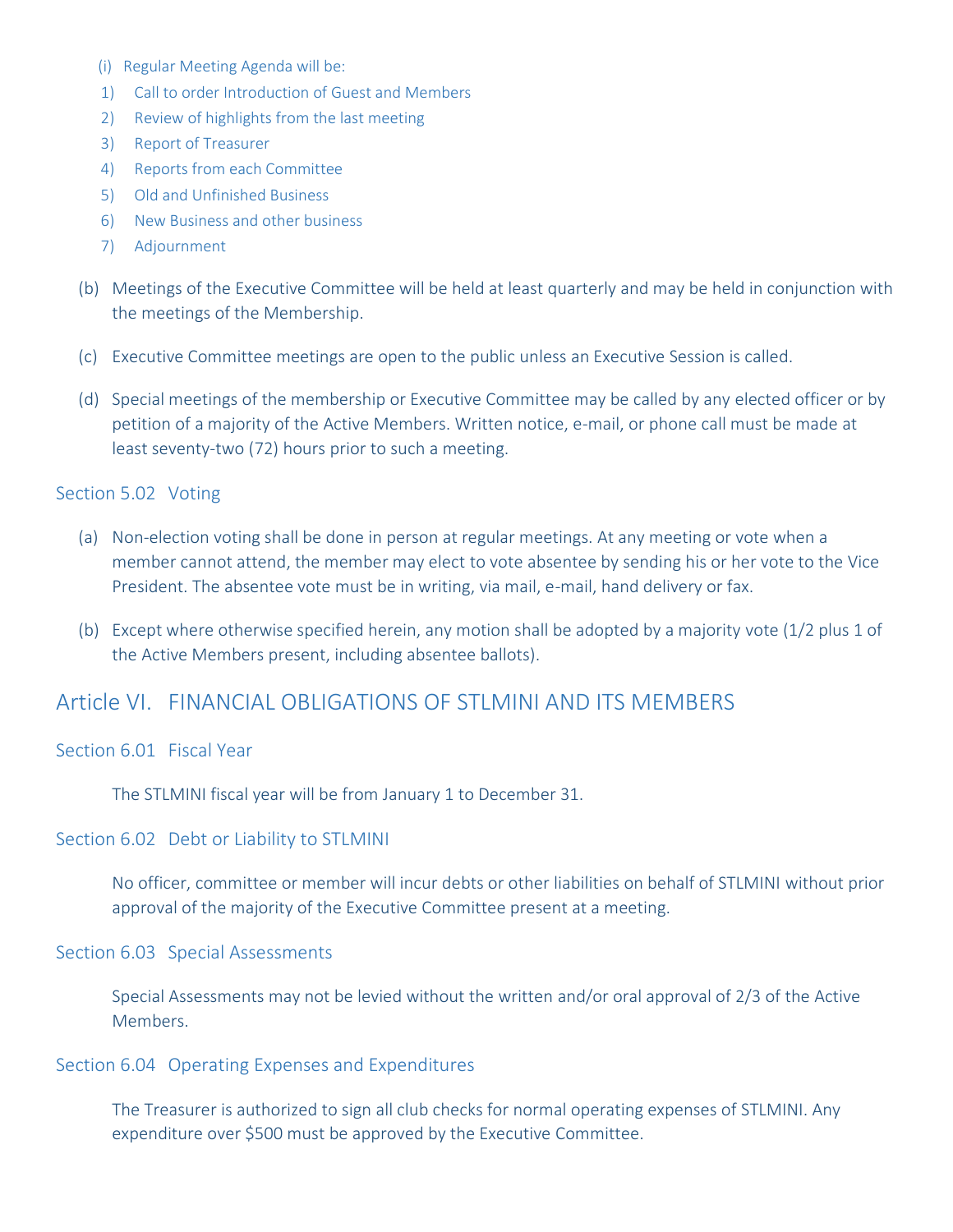(i) Regular Meeting Agenda will be:

1) Call to order Introduction of Guest and Members
2) Review of highlights from the last meeting
3) Report of Treasurer
4) Reports from each Committee
5) Old and Unfinished Business
6) New Business and other business
7) Adjournment

(b) Meetings of the Executive Committee will be held at least quarterly and may be held in conjunction with the meetings of the Membership.

(c) Executive Committee meetings are open to the public unless an Executive Session is called.

(d) Special meetings of the membership or Executive Committee may be called by any elected officer or by petition of a majority of the Active Members. Written notice, e-mail, or phone call must be made at least seventy-two (72) hours prior to such a meeting.

### Section 5.02 Voting

(a) Non-election voting shall be done in person at regular meetings. At any meeting or vote when a member cannot attend, the member may elect to vote absentee by sending his or her vote to the Vice President. The absentee vote must be in writing, via mail, e-mail, hand delivery or fax.

(b) Except where otherwise specified herein, any motion shall be adopted by a majority vote (1/2 plus 1 of the Active Members present, including absentee ballots).

## Article VI. FINANCIAL OBLIGATIONS OF STLMINI AND ITS MEMBERS

### Section 6.01 Fiscal Year

The STLMINI fiscal year will be from January 1 to December 31.

### Section 6.02 Debt or Liability to STLMINI

No officer, committee or member will incur debts or other liabilities on behalf of STLMINI without prior approval of the majority of the Executive Committee present at a meeting.

### Section 6.03 Special Assessments

Special Assessments may not be levied without the written and/or oral approval of 2/3 of the Active Members.

### Section 6.04 Operating Expenses and Expenditures

The Treasurer is authorized to sign all club checks for normal operating expenses of STLMINI. Any expenditure over $500 must be approved by the Executive Committee.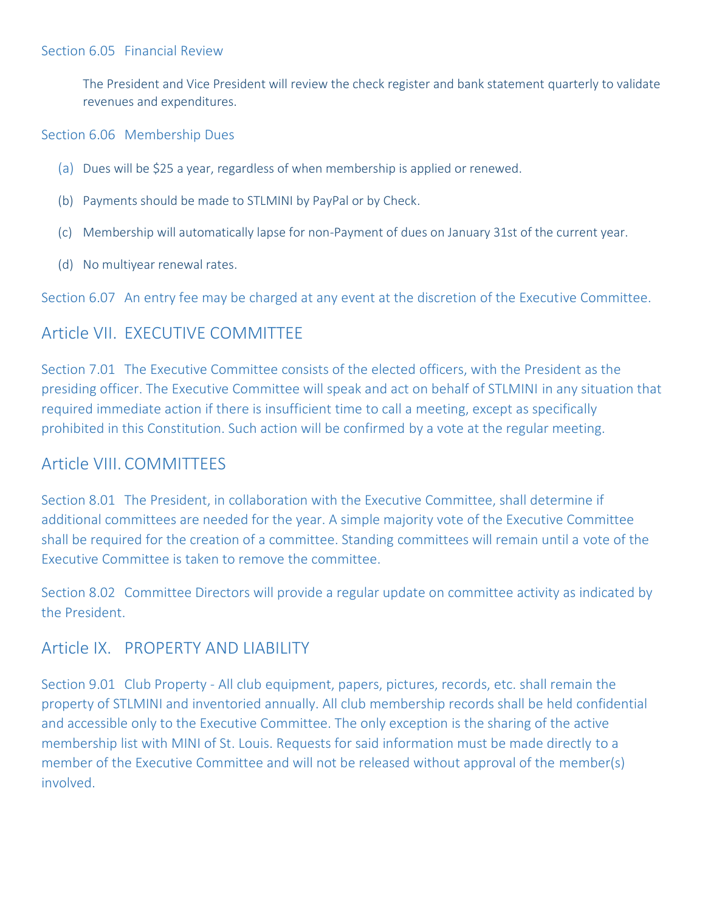### Section 6.05 Financial Review

The President and Vice President will review the check register and bank statement quarterly to validate revenues and expenditures.

### Section 6.06 Membership Dues

(a) Dues will be $25 a year, regardless of when membership is applied or renewed.

(b) Payments should be made to STLMINI by PayPal or by Check.

(c) Membership will automatically lapse for non-Payment of dues on January 31st of the current year.

(d) No multiyear renewal rates.

Section 6.07 An entry fee may be charged at any event at the discretion of the Executive Committee.

## Article VII. EXECUTIVE COMMITTEE

Section 7.01 The Executive Committee consists of the elected officers, with the President as the presiding officer. The Executive Committee will speak and act on behalf of STLMINI in any situation that required immediate action if there is insufficient time to call a meeting, except as specifically prohibited in this Constitution. Such action will be confirmed by a vote at the regular meeting.

## Article VIII. COMMITTEES

Section 8.01 The President, in collaboration with the Executive Committee, shall determine if additional committees are needed for the year. A simple majority vote of the Executive Committee shall be required for the creation of a committee. Standing committees will remain until a vote of the Executive Committee is taken to remove the committee.

Section 8.02 Committee Directors will provide a regular update on committee activity as indicated by the President.

## Article IX. PROPERTY AND LIABILITY

Section 9.01 Club Property - All club equipment, papers, pictures, records, etc. shall remain the property of STLMINI and inventoried annually. All club membership records shall be held confidential and accessible only to the Executive Committee. The only exception is the sharing of the active membership list with MINI of St. Louis. Requests for said information must be made directly to a member of the Executive Committee and will not be released without approval of the member(s) involved.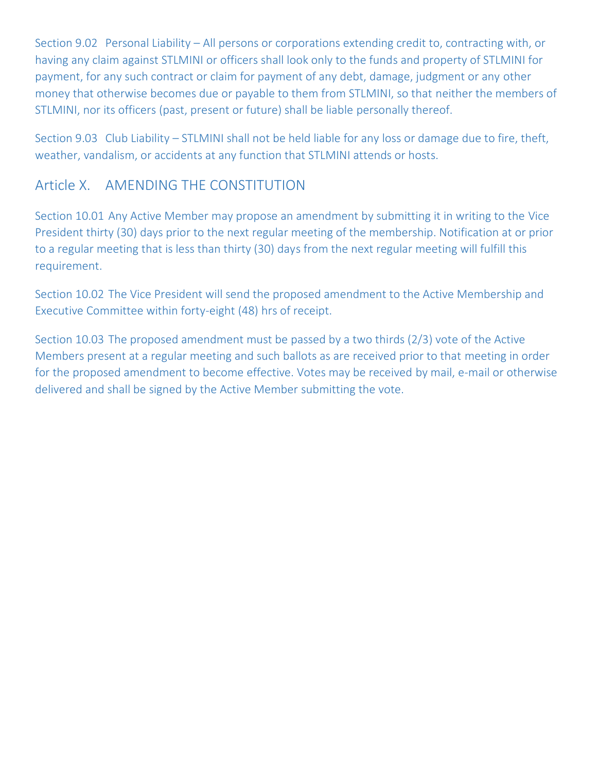Section 9.02 Personal Liability – All persons or corporations extending credit to, contracting with, or having any claim against STLMINI or officers shall look only to the funds and property of STLMINI for payment, for any such contract or claim for payment of any debt, damage, judgment or any other money that otherwise becomes due or payable to them from STLMINI, so that neither the members of STLMINI, nor its officers (past, present or future) shall be liable personally thereof.

Section 9.03 Club Liability – STLMINI shall not be held liable for any loss or damage due to fire, theft, weather, vandalism, or accidents at any function that STLMINI attends or hosts.

## Article X. AMENDING THE CONSTITUTION

Section 10.01 Any Active Member may propose an amendment by submitting it in writing to the Vice President thirty (30) days prior to the next regular meeting of the membership. Notification at or prior to a regular meeting that is less than thirty (30) days from the next regular meeting will fulfill this requirement.

Section 10.02 The Vice President will send the proposed amendment to the Active Membership and Executive Committee within forty-eight (48) hrs of receipt.

Section 10.03 The proposed amendment must be passed by a two thirds (2/3) vote of the Active Members present at a regular meeting and such ballots as are received prior to that meeting in order for the proposed amendment to become effective. Votes may be received by mail, e-mail or otherwise delivered and shall be signed by the Active Member submitting the vote.